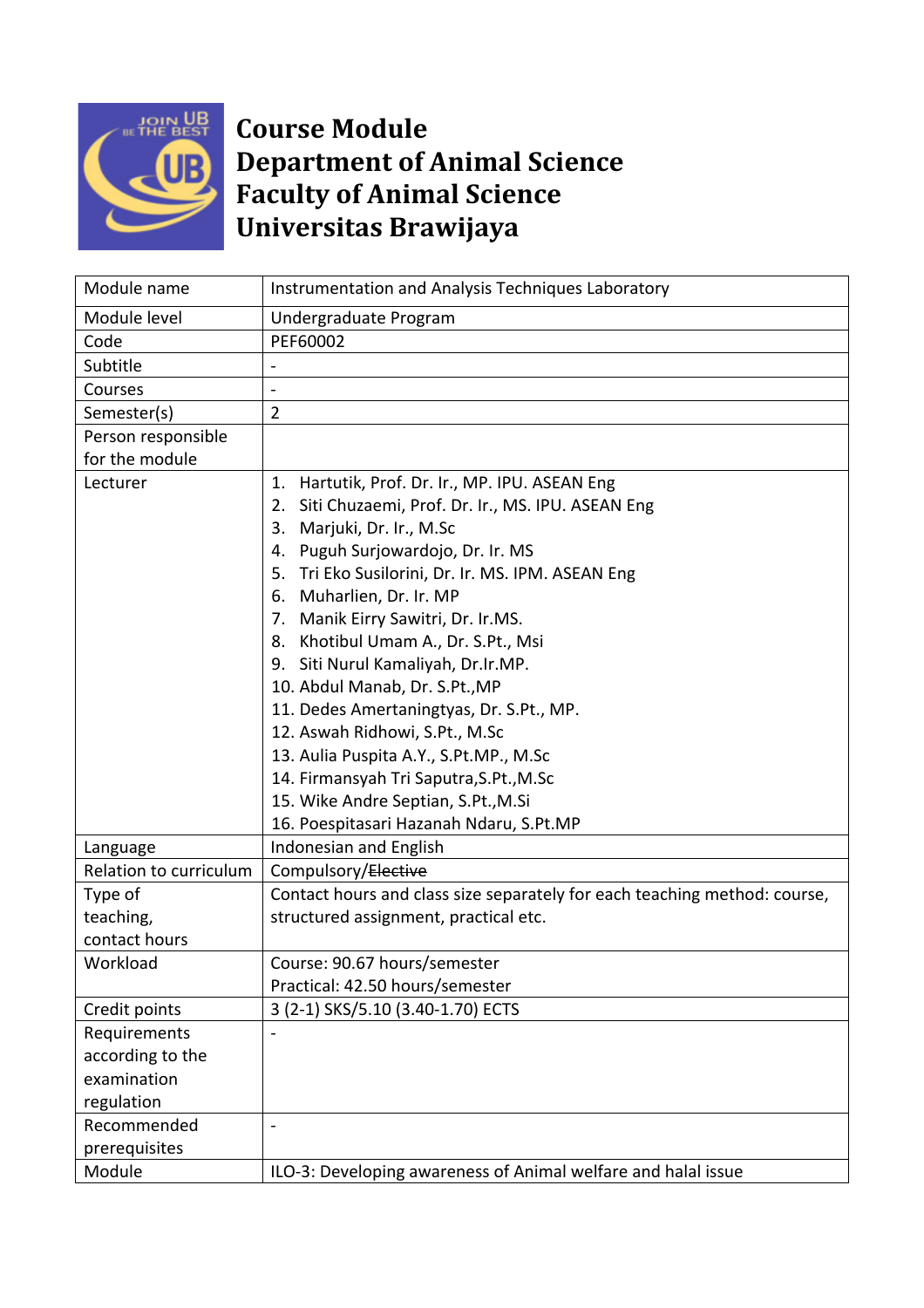# Course Module
# Department of Animal Science
# Faculty of Animal Science
# Universitas Brawijaya

| | |
|---|---|
| Module name | Instrumentation and Analysis Techniques Laboratory |
| Module level | Undergraduate Program |
| Code | PEF60002 |
| Subtitle | - |
| Courses | - |
| Semester(s) | 2 |
| Person responsible for the module | |
| Lecturer | 1. Hartutik, Prof. Dr. Ir., MP. IPU. ASEAN Eng<br>2. Siti Chuzaemi, Prof. Dr. Ir., MS. IPU. ASEAN Eng<br>3. Marjuki, Dr. Ir., M.Sc<br>4. Puguh Surjowardojo, Dr. Ir. MS<br>5. Tri Eko Susilorini, Dr. Ir. MS. IPM. ASEAN Eng<br>6. Muharlien, Dr. Ir. MP<br>7. Manik Eirry Sawitri, Dr. Ir.MS.<br>8. Khotibul Umam A., Dr. S.Pt., Msi<br>9. Siti Nurul Kamaliyah, Dr.Ir.MP.<br>10. Abdul Manab, Dr. S.Pt.,MP<br>11. Dedes Amertaningtyas, Dr. S.Pt., MP.<br>12. Aswah Ridhowi, S.Pt., M.Sc<br>13. Aulia Puspita A.Y., S.Pt.MP., M.Sc<br>14. Firmansyah Tri Saputra,S.Pt.,M.Sc<br>15. Wike Andre Septian, S.Pt.,M.Si<br>16. Poespitasari Hazanah Ndaru, S.Pt.MP |
| Language | Indonesian and English |
| Relation to curriculum | Compulsory/~~Elective~~ |
| Type of teaching, contact hours | Contact hours and class size separately for each teaching method: course, structured assignment, practical etc. |
| Workload | Course: 90.67 hours/semester<br>Practical: 42.50 hours/semester |
| Credit points | 3 (2-1) SKS/5.10 (3.40-1.70) ECTS |
| Requirements according to the examination regulation | - |
| Recommended prerequisites | - |
| Module | ILO-3: Developing awareness of Animal welfare and halal issue |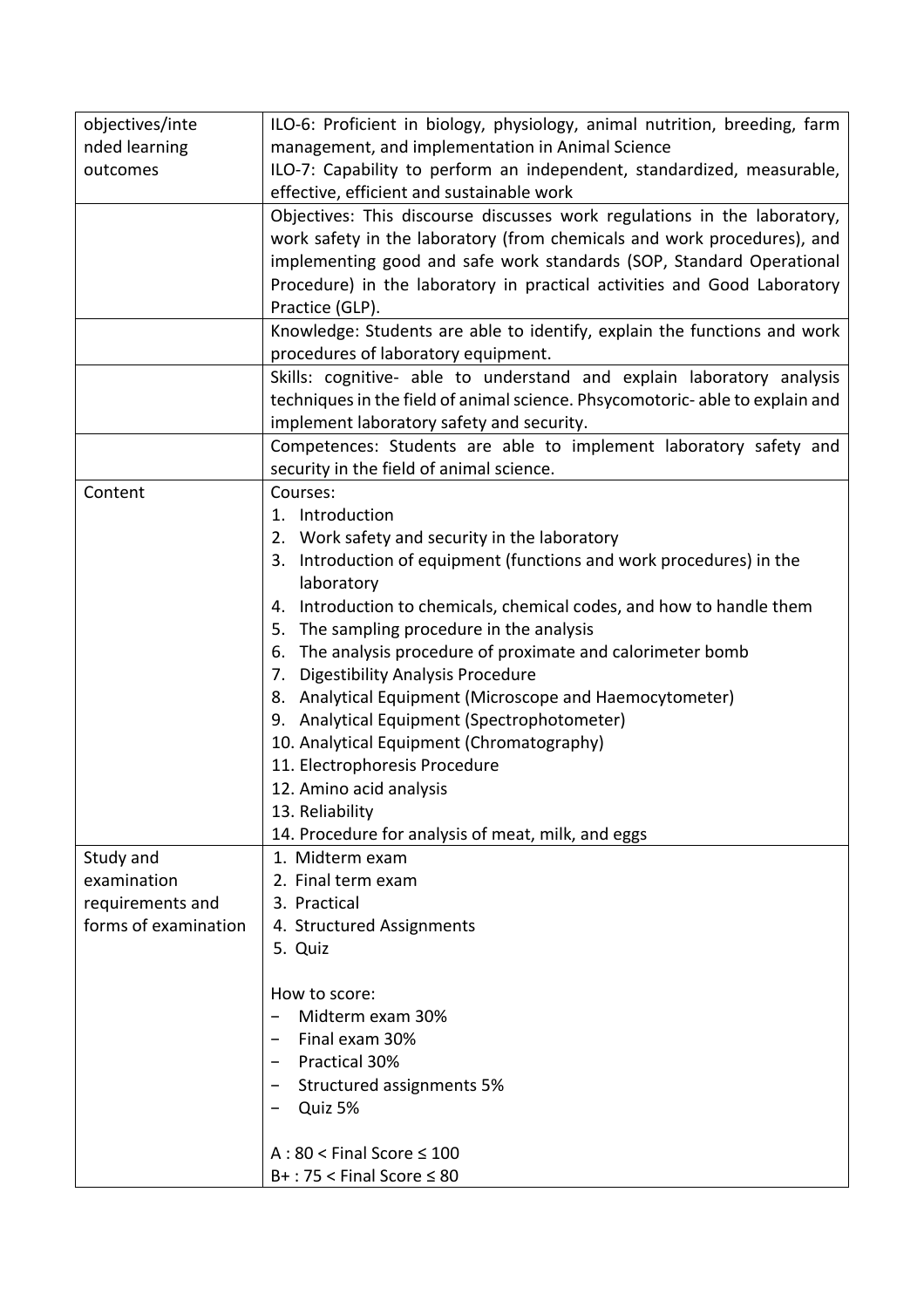| | |
|---|---|
| objectives/intended learning outcomes | ILO-6: Proficient in biology, physiology, animal nutrition, breeding, farm management, and implementation in Animal Science<br>ILO-7: Capability to perform an independent, standardized, measurable, effective, efficient and sustainable work |
| | Objectives: This discourse discusses work regulations in the laboratory, work safety in the laboratory (from chemicals and work procedures), and implementing good and safe work standards (SOP, Standard Operational Procedure) in the laboratory in practical activities and Good Laboratory Practice (GLP). |
| | Knowledge: Students are able to identify, explain the functions and work procedures of laboratory equipment. |
| | Skills: cognitive- able to understand and explain laboratory analysis techniques in the field of animal science. Phsycomotoric- able to explain and implement laboratory safety and security. |
| | Competences: Students are able to implement laboratory safety and security in the field of animal science. |
| Content | Courses:<br>1. Introduction<br>2. Work safety and security in the laboratory<br>3. Introduction of equipment (functions and work procedures) in the laboratory<br>4. Introduction to chemicals, chemical codes, and how to handle them<br>5. The sampling procedure in the analysis<br>6. The analysis procedure of proximate and calorimeter bomb<br>7. Digestibility Analysis Procedure<br>8. Analytical Equipment (Microscope and Haemocytometer)<br>9. Analytical Equipment (Spectrophotometer)<br>10. Analytical Equipment (Chromatography)<br>11. Electrophoresis Procedure<br>12. Amino acid analysis<br>13. Reliability<br>14. Procedure for analysis of meat, milk, and eggs |
| Study and examination requirements and forms of examination | 1. Midterm exam<br>2. Final term exam<br>3. Practical<br>4. Structured Assignments<br>5. Quiz<br><br>How to score:<br>− Midterm exam 30%<br>− Final exam 30%<br>− Practical 30%<br>− Structured assignments 5%<br>− Quiz 5%<br><br>A : 80 < Final Score ≤ 100<br>B+ : 75 < Final Score ≤ 80 |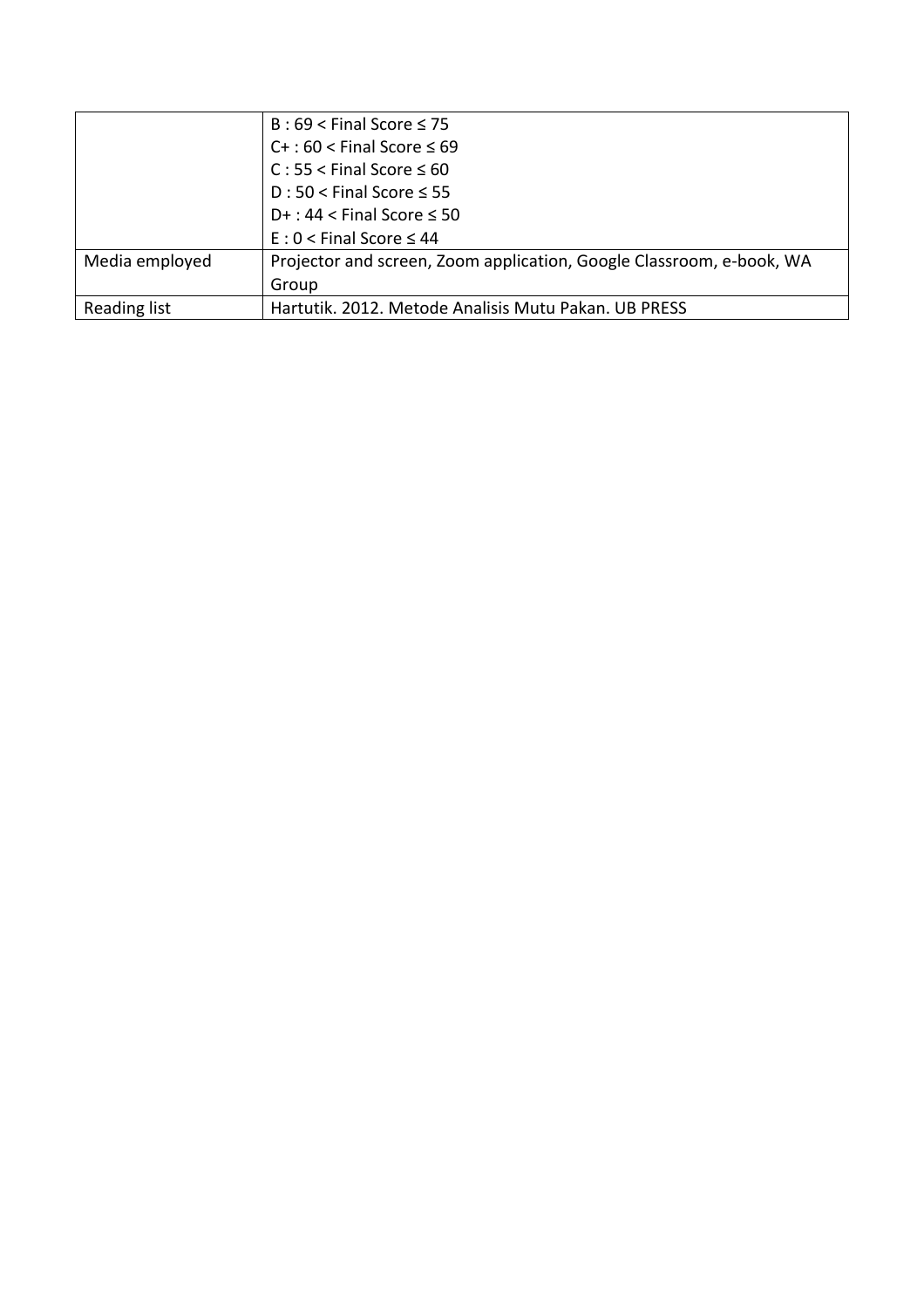| | |
|---|---|
| | B : 69 < Final Score ≤ 75<br>C+ : 60 < Final Score ≤ 69<br>C : 55 < Final Score ≤ 60<br>D : 50 < Final Score ≤ 55<br>D+ : 44 < Final Score ≤ 50<br>E : 0 < Final Score ≤ 44 |
| Media employed | Projector and screen, Zoom application, Google Classroom, e-book, WA Group |
| Reading list | Hartutik. 2012. Metode Analisis Mutu Pakan. UB PRESS |